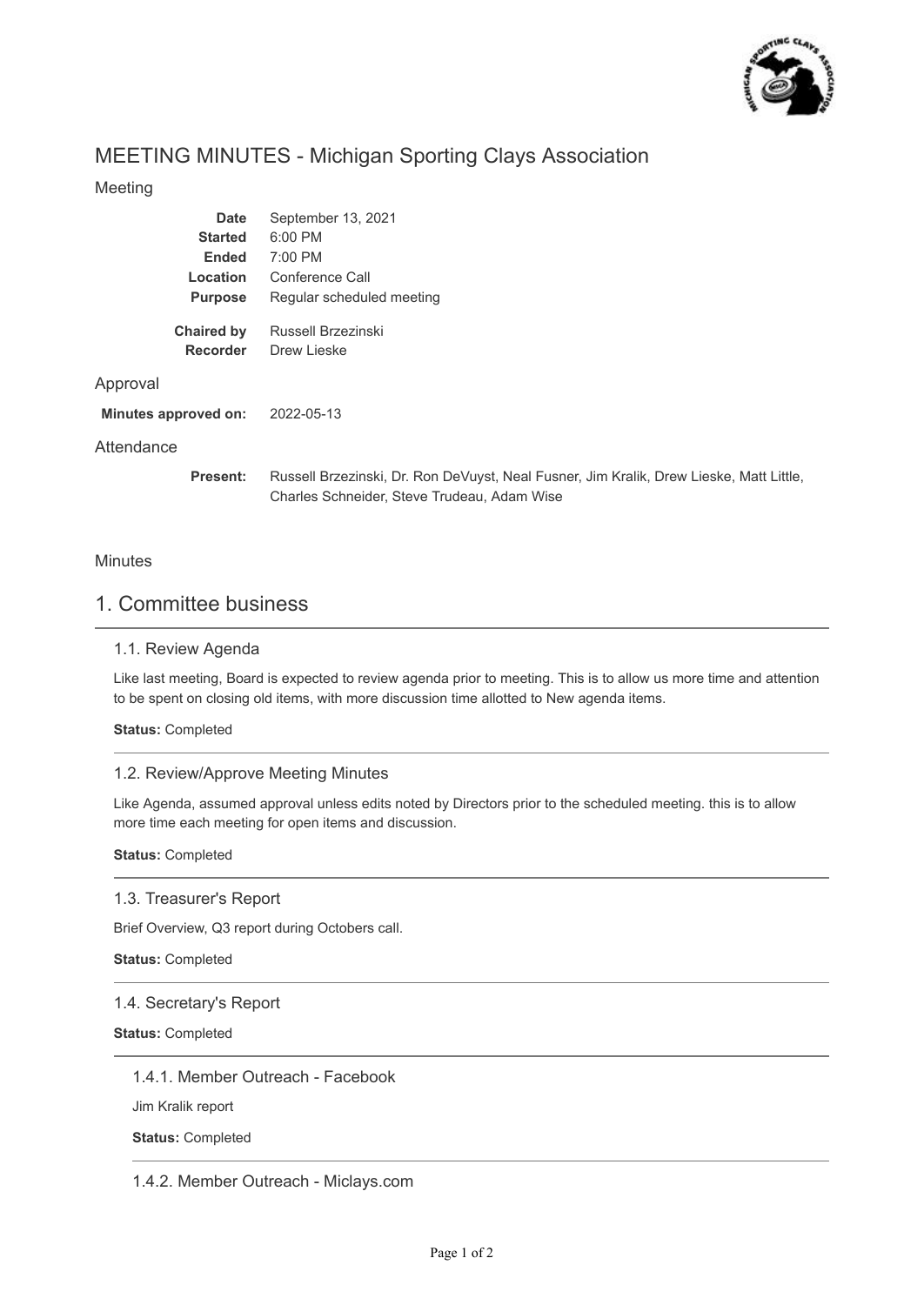# MEETING MINUTES - Michigan Sporting Clays Association

## Meeting

| | |
|---|---|
| **Date** | September 13, 2021 |
| **Started** | 6:00 PM |
| **Ended** | 7:00 PM |
| **Location** | Conference Call |
| **Purpose** | Regular scheduled meeting |
| **Chaired by** | Russell Brzezinski |
| **Recorder** | Drew Lieske |

## Approval

**Minutes approved on:** 2022-05-13

## Attendance

**Present:** Russell Brzezinski, Dr. Ron DeVuyst, Neal Fusner, Jim Kralik, Drew Lieske, Matt Little, Charles Schneider, Steve Trudeau, Adam Wise

## Minutes

# 1. Committee business

### 1.1. Review Agenda

Like last meeting, Board is expected to review agenda prior to meeting. This is to allow us more time and attention to be spent on closing old items, with more discussion time allotted to New agenda items.

**Status:** Completed

### 1.2. Review/Approve Meeting Minutes

Like Agenda, assumed approval unless edits noted by Directors prior to the scheduled meeting. this is to allow more time each meeting for open items and discussion.

**Status:** Completed

### 1.3. Treasurer's Report

Brief Overview, Q3 report during Octobers call.

**Status:** Completed

### 1.4. Secretary's Report

**Status:** Completed

#### 1.4.1. Member Outreach - Facebook

Jim Kralik report

**Status:** Completed

#### 1.4.2. Member Outreach - Miclays.com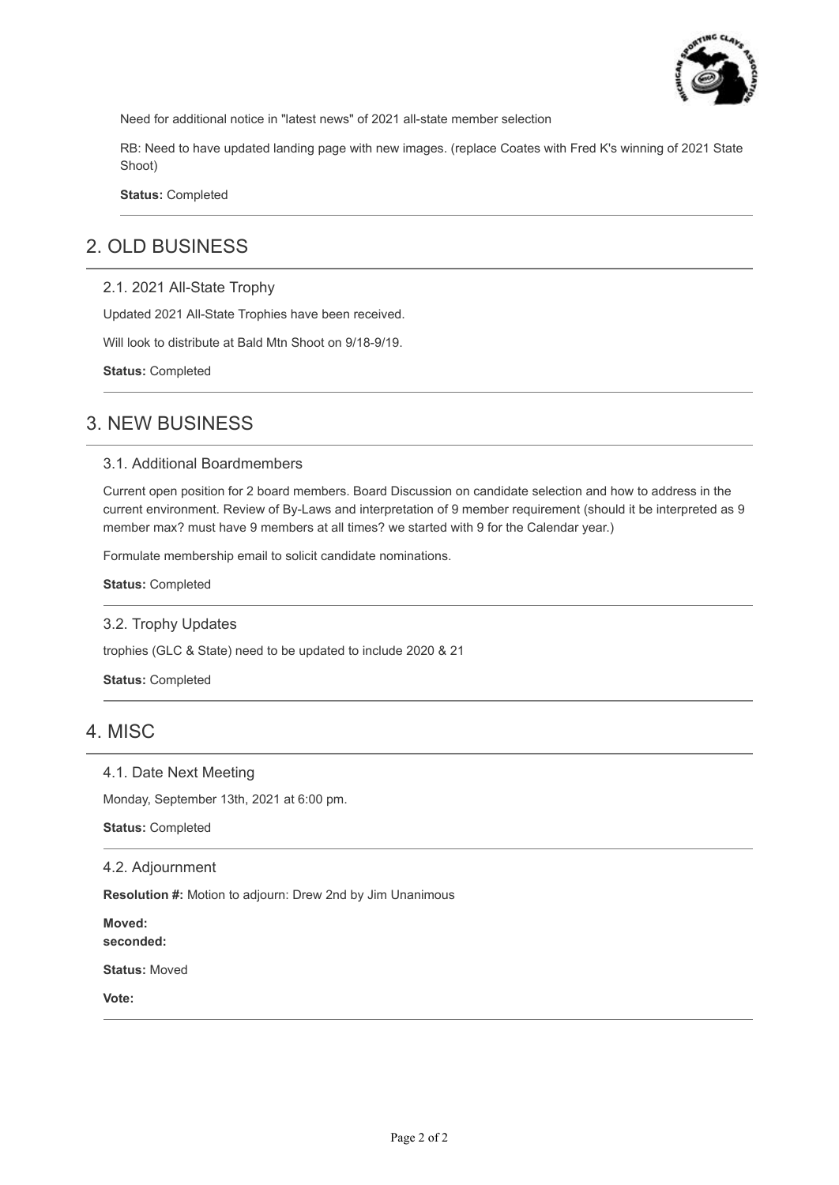Need for additional notice in "latest news" of 2021 all-state member selection

RB: Need to have updated landing page with new images. (replace Coates with Fred K's winning of 2021 State Shoot)

**Status:** Completed

## 2. OLD BUSINESS

### 2.1. 2021 All-State Trophy

Updated 2021 All-State Trophies have been received.

Will look to distribute at Bald Mtn Shoot on 9/18-9/19.

**Status:** Completed

## 3. NEW BUSINESS

### 3.1. Additional Boardmembers

Current open position for 2 board members. Board Discussion on candidate selection and how to address in the current environment. Review of By-Laws and interpretation of 9 member requirement (should it be interpreted as 9 member max? must have 9 members at all times? we started with 9 for the Calendar year.)

Formulate membership email to solicit candidate nominations.

**Status:** Completed

### 3.2. Trophy Updates

trophies (GLC & State) need to be updated to include 2020 & 21

**Status:** Completed

## 4. MISC

### 4.1. Date Next Meeting

Monday, September 13th, 2021 at 6:00 pm.

**Status:** Completed

### 4.2. Adjournment

**Resolution #:** Motion to adjourn: Drew 2nd by Jim Unanimous

**Moved:**
**seconded:**

**Status:** Moved

**Vote:**